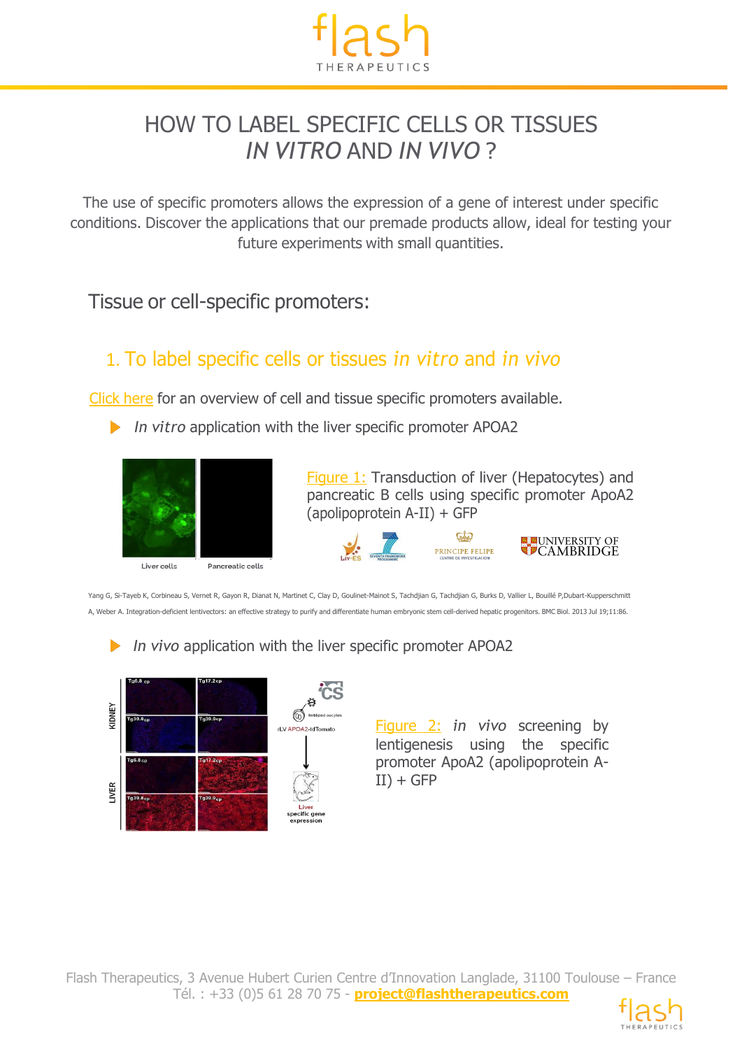# HOW TO LABEL SPECIFIC CELLS OR TISSUES *IN VITRO* AND *IN VIVO* ?

The use of specific promoters allows the expression of a gene of interest under specific conditions. Discover the applications that our premade products allow, ideal for testing your future experiments with small quantities.

## Tissue or cell-specific promoters:

### 1. To label specific cells or tissues *in vitro* and *in vivo*

Click here for an overview of cell and tissue specific promoters available.

- *In vitro* application with the liver specific promoter APOA2

Figure 1: Transduction of liver (Hepatocytes) and pancreatic B cells using specific promoter ApoA2 (apolipoprotein A-II) + GFP

Yang G, Si-Tayeb K, Corbineau S, Vernet R, Gayon R, Dianat N, Martinet C, Clay D, Goulinet-Mainot S, Tachdjian G, Tachdjian G, Burks D, Vallier L, Bouillé P,Dubart-Kupperschmitt A, Weber A. Integration-deficient lentivectors: an effective strategy to purify and differentiate human embryonic stem cell-derived hepatic progenitors. BMC Biol. 2013 Jul 19;11:86.

- *In vivo* application with the liver specific promoter APOA2

Figure 2: *in vivo* screening by lentigenesis using the specific promoter ApoA2 (apolipoprotein A-II) + GFP

Flash Therapeutics, 3 Avenue Hubert Curien Centre d'Innovation Langlade, 31100 Toulouse – France
Tél. : +33 (0)5 61 28 70 75 - **project@flashtherapeutics.com**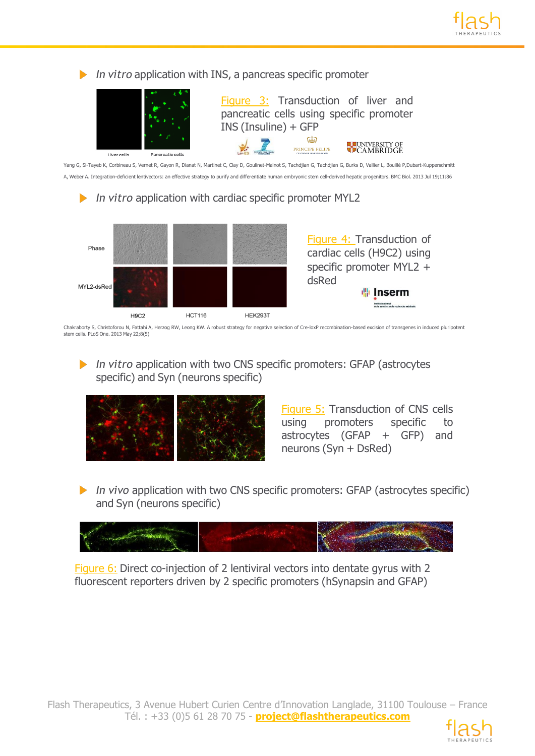- *In vitro* application with INS, a pancreas specific promoter

Liver cells Pancreatic cells

Figure 3: Transduction of liver and pancreatic cells using specific promoter INS (Insuline) + GFP

Yang G, Si-Tayeb K, Corbineau S, Vernet R, Gayon R, Dianat N, Martinet C, Clay D, Goulinet-Mainot S, Tachdjian G, Tachdjian G, Burks D, Vallier L, Bouillé P,Dubart-Kupperschmitt A, Weber A. Integration-deficient lentivectors: an effective strategy to purify and differentiate human embryonic stem cell-derived hepatic progenitors. BMC Biol. 2013 Jul 19;11:86

- *In vitro* application with cardiac specific promoter MYL2

Phase

MYL2-dsRed

H9C2 HCT116 HEK293T

Figure 4: Transduction of cardiac cells (H9C2) using specific promoter MYL2 + dsRed

Chakraborty S, Christoforou N, Fattahi A, Herzog RW, Leong KW. A robust strategy for negative selection of Cre-loxP recombination-based excision of transgenes in induced pluripotent stem cells. PLoS One. 2013 May 22;8(5)

- *In vitro* application with two CNS specific promoters: GFAP (astrocytes specific) and Syn (neurons specific)

Figure 5: Transduction of CNS cells using promoters specific to astrocytes (GFAP + GFP) and neurons (Syn + DsRed)

- *In vivo* application with two CNS specific promoters: GFAP (astrocytes specific) and Syn (neurons specific)

Figure 6: Direct co-injection of 2 lentiviral vectors into dentate gyrus with 2 fluorescent reporters driven by 2 specific promoters (hSynapsin and GFAP)

Flash Therapeutics, 3 Avenue Hubert Curien Centre d'Innovation Langlade, 31100 Toulouse – France
Tél. : +33 (0)5 61 28 70 75 - **project@flashtherapeutics.com**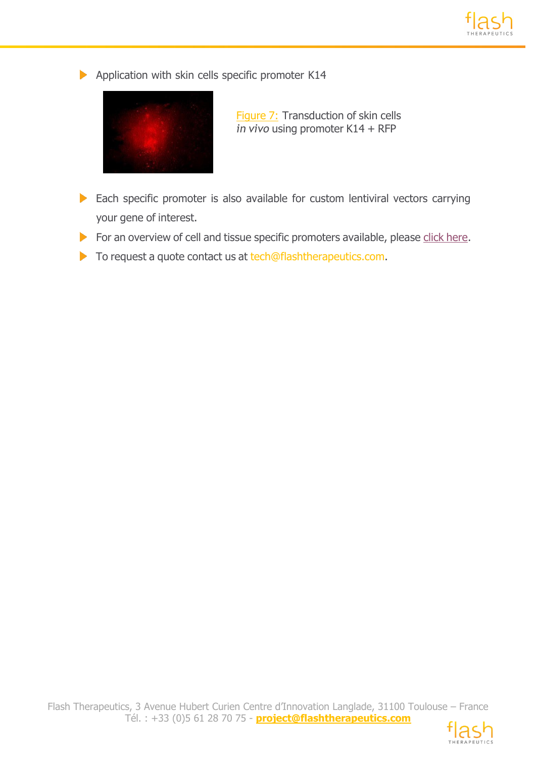- Application with skin cells specific promoter K14

Figure 7: Transduction of skin cells *in vivo* using promoter K14 + RFP

- Each specific promoter is also available for custom lentiviral vectors carrying your gene of interest.
- For an overview of cell and tissue specific promoters available, please click here.
- To request a quote contact us at tech@flashtherapeutics.com.

Flash Therapeutics, 3 Avenue Hubert Curien Centre d'Innovation Langlade, 31100 Toulouse – France
Tél. : +33 (0)5 61 28 70 75 - **project@flashtherapeutics.com**